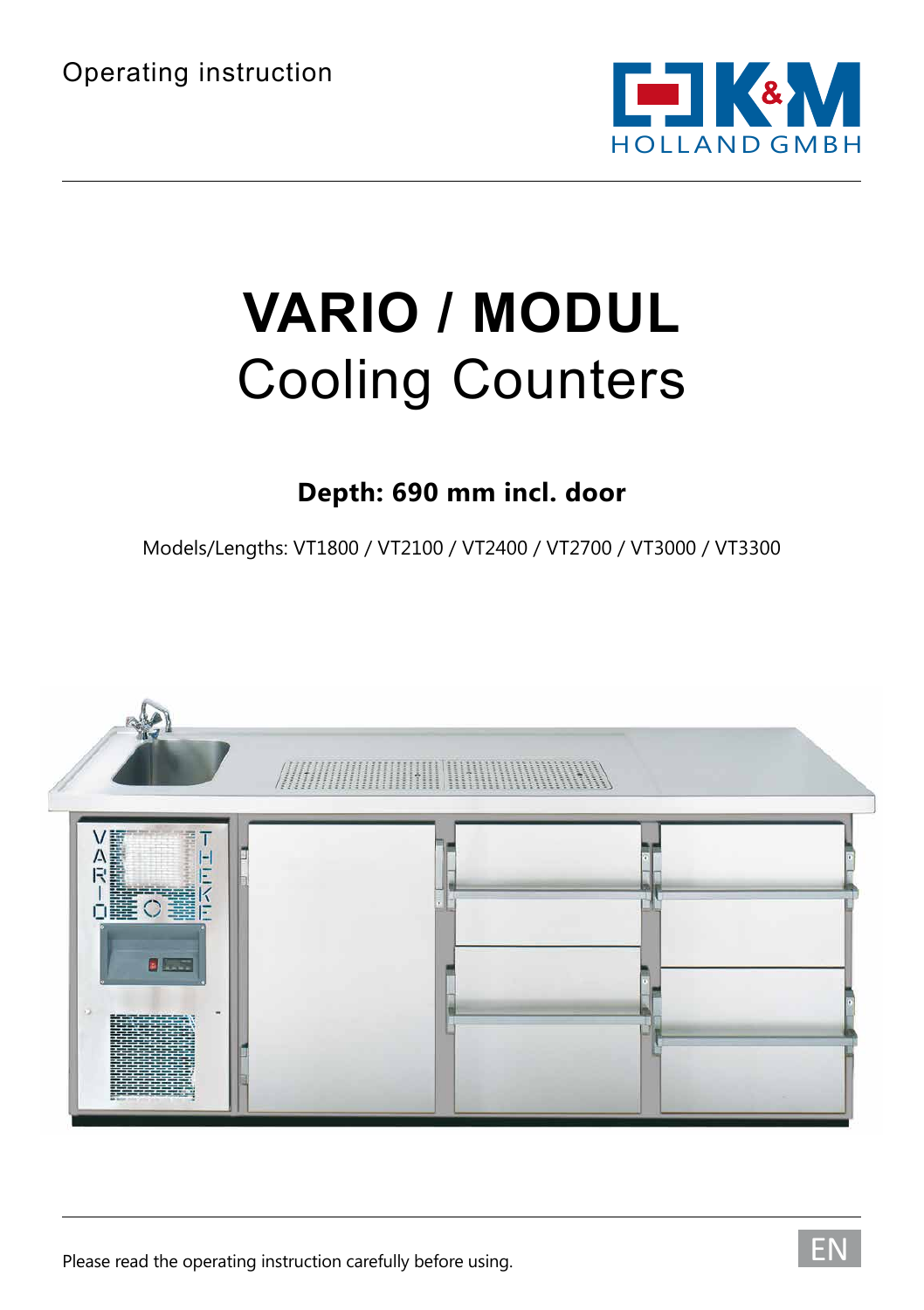Operating instruction

K&M HOLLAND GMBH

# VARIO / MODUL
## Cooling Counters

**Depth: 690 mm incl. door**

Models/Lengths: VT1800 / VT2100 / VT2400 / VT2700 / VT3000 / VT3300

Please read the operating instruction carefully before using.

EN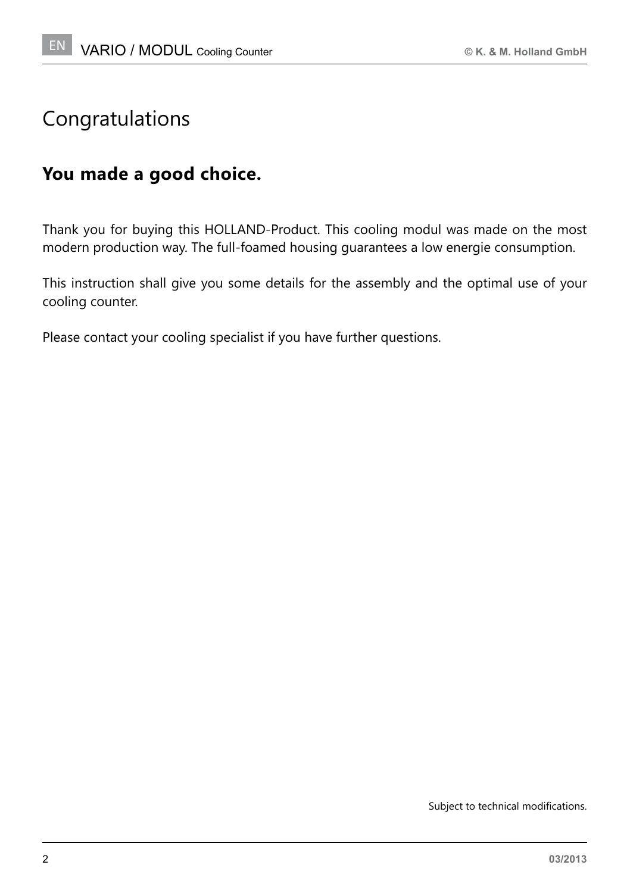# Congratulations

## You made a good choice.

Thank you for buying this HOLLAND-Product. This cooling modul was made on the most modern production way. The full-foamed housing guarantees a low energie consumption.

This instruction shall give you some details for the assembly and the optimal use of your cooling counter.

Please contact your cooling specialist if you have further questions.

Subject to technical modifications.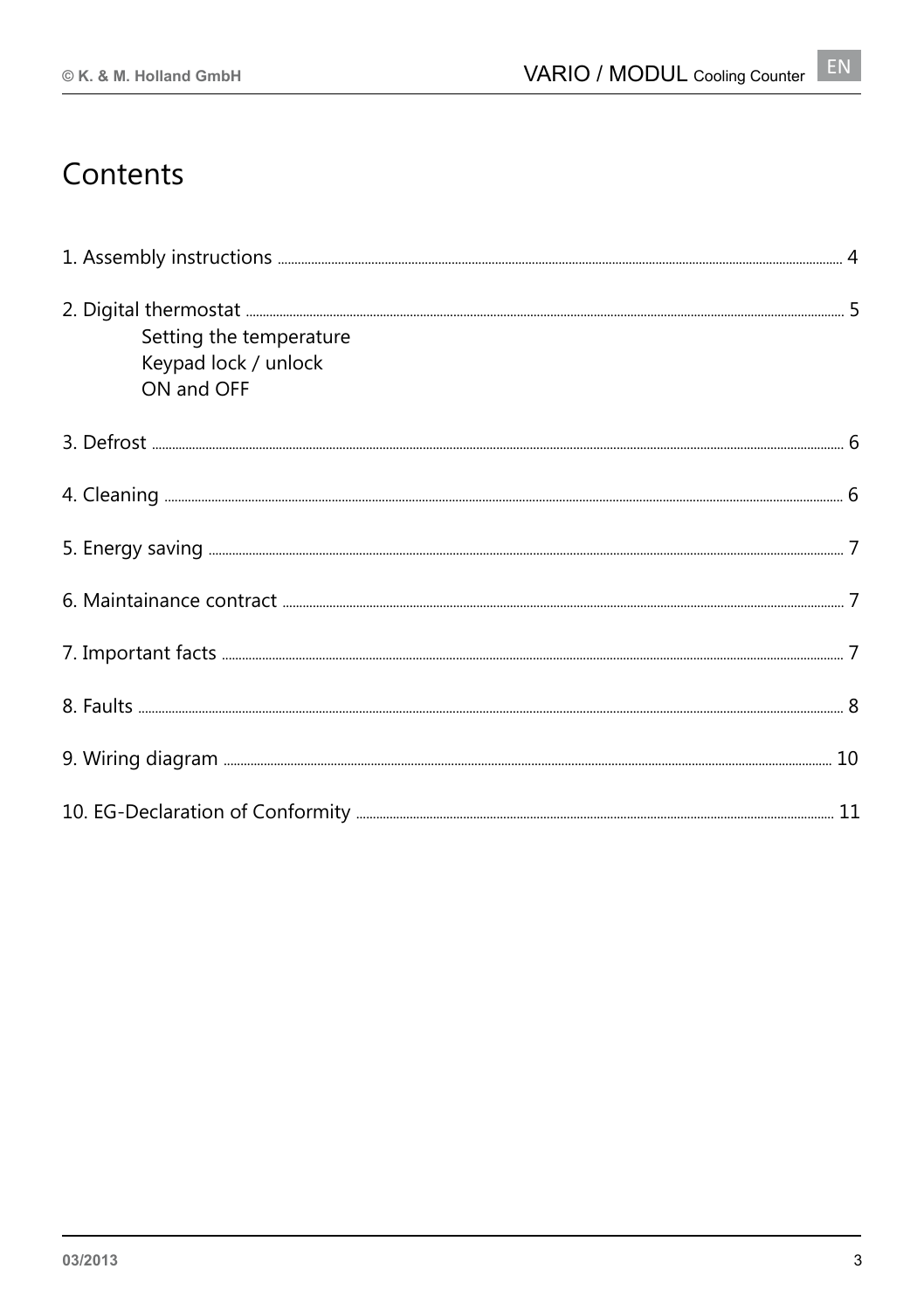# Contents

1. Assembly instructions ........ 4

2. Digital thermostat ........ 5
   - Setting the temperature
   - Keypad lock / unlock
   - ON and OFF

3. Defrost ........ 6

4. Cleaning ........ 6

5. Energy saving ........ 7

6. Maintainance contract ........ 7

7. Important facts ........ 7

8. Faults ........ 8

9. Wiring diagram ........ 10

10. EG-Declaration of Conformity ........ 11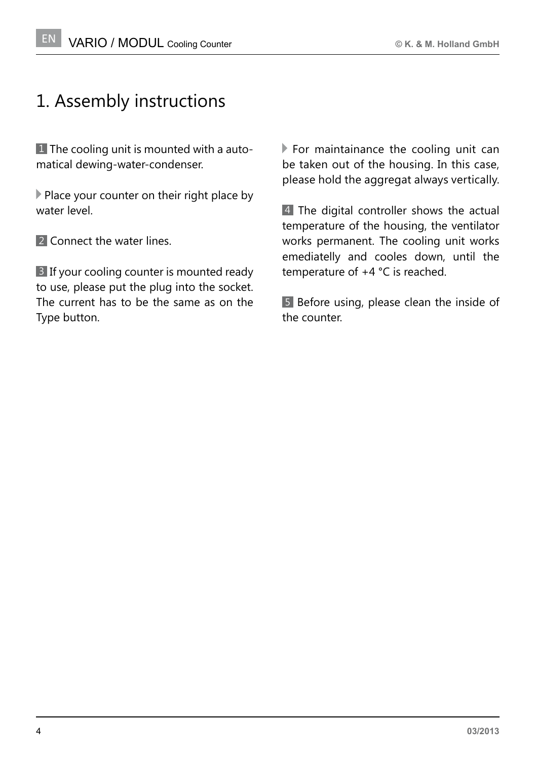# 1. Assembly instructions

**1** The cooling unit is mounted with a automatical dewing-water-condenser.

▸ Place your counter on their right place by water level.

**2** Connect the water lines.

**3** If your cooling counter is mounted ready to use, please put the plug into the socket. The current has to be the same as on the Type button.

▸ For maintainance the cooling unit can be taken out of the housing. In this case, please hold the aggregat always vertically.

**4** The digital controller shows the actual temperature of the housing, the ventilator works permanent. The cooling unit works emediatelly and cooles down, until the temperature of +4 °C is reached.

**5** Before using, please clean the inside of the counter.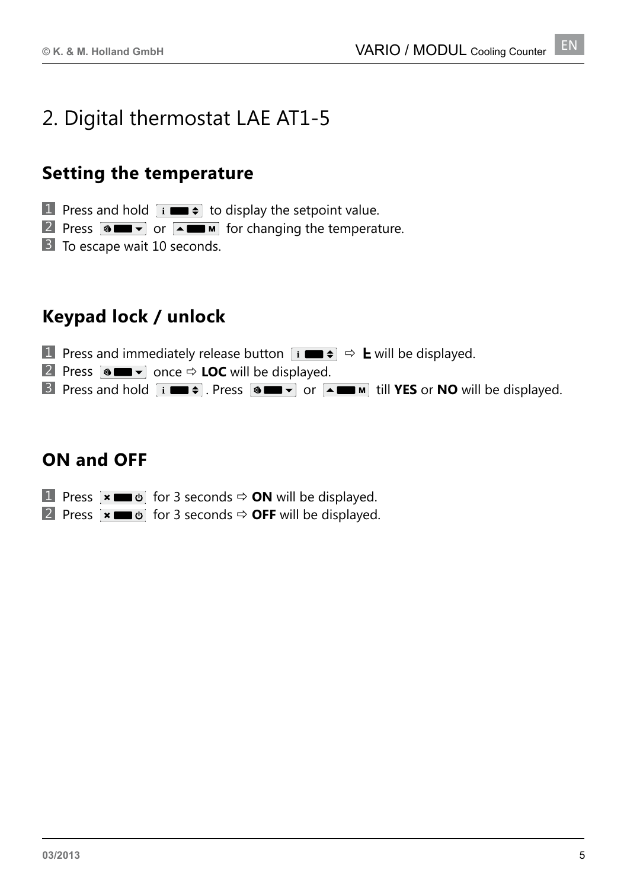# 2. Digital thermostat LAE AT1-5

## Setting the temperature

1. Press and hold [i ■ ⇕] to display the setpoint value.
2. Press [❄ ■ ▾] or [▴ ■ M] for changing the temperature.
3. To escape wait 10 seconds.

## Keypad lock / unlock

1. Press and immediately release button [i ■ ⇕] ⇨ **L** will be displayed.
2. Press [❄ ■ ▾] once ⇨ **LOC** will be displayed.
3. Press and hold [i ■ ⇕]. Press [❄ ■ ▾] or [▴ ■ M] till **YES** or **NO** will be displayed.

## ON and OFF

1. Press [× ■ ⏻] for 3 seconds ⇨ **ON** will be displayed.
2. Press [× ■ ⏻] for 3 seconds ⇨ **OFF** will be displayed.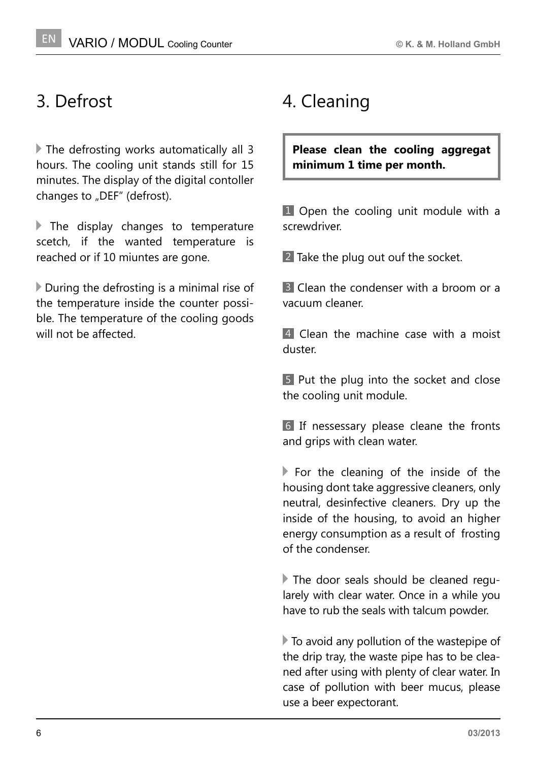# 3. Defrost

▸ The defrosting works automatically all 3 hours. The cooling unit stands still for 15 minutes. The display of the digital contoller changes to „DEF" (defrost).

▸ The display changes to temperature scetch, if the wanted temperature is reached or if 10 miuntes are gone.

▸ During the defrosting is a minimal rise of the temperature inside the counter possible. The temperature of the cooling goods will not be affected.

# 4. Cleaning

> **Please clean the cooling aggregat minimum 1 time per month.**

1 Open the cooling unit module with a screwdriver.

2 Take the plug out ouf the socket.

3 Clean the condenser with a broom or a vacuum cleaner.

4 Clean the machine case with a moist duster.

5 Put the plug into the socket and close the cooling unit module.

6 If nessessary please cleane the fronts and grips with clean water.

▸ For the cleaning of the inside of the housing dont take aggressive cleaners, only neutral, desinfective cleaners. Dry up the inside of the housing, to avoid an higher energy consumption as a result of frosting of the condenser.

▸ The door seals should be cleaned regularely with clear water. Once in a while you have to rub the seals with talcum powder.

▸ To avoid any pollution of the wastepipe of the drip tray, the waste pipe has to be cleaned after using with plenty of clear water. In case of pollution with beer mucus, please use a beer expectorant.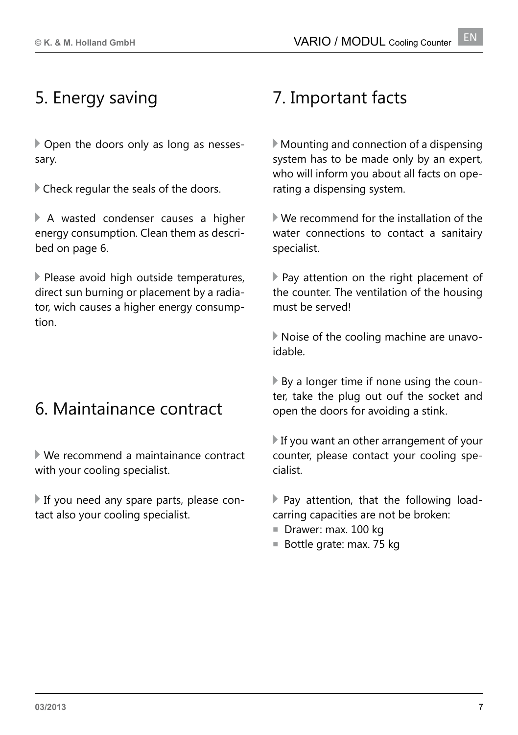# 5. Energy saving

- Open the doors only as long as nessessary.
- Check regular the seals of the doors.
- A wasted condenser causes a higher energy consumption. Clean them as described on page 6.
- Please avoid high outside temperatures, direct sun burning or placement by a radiator, wich causes a higher energy consumption.

# 6. Maintainance contract

- We recommend a maintainance contract with your cooling specialist.
- If you need any spare parts, please contact also your cooling specialist.

# 7. Important facts

- Mounting and connection of a dispensing system has to be made only by an expert, who will inform you about all facts on operating a dispensing system.
- We recommend for the installation of the water connections to contact a sanitairy specialist.
- Pay attention on the right placement of the counter. The ventilation of the housing must be served!
- Noise of the cooling machine are unavoidable.
- By a longer time if none using the counter, take the plug out ouf the socket and open the doors for avoiding a stink.
- If you want an other arrangement of your counter, please contact your cooling specialist.
- Pay attention, that the following load-carring capacities are not be broken:
  - Drawer: max. 100 kg
  - Bottle grate: max. 75 kg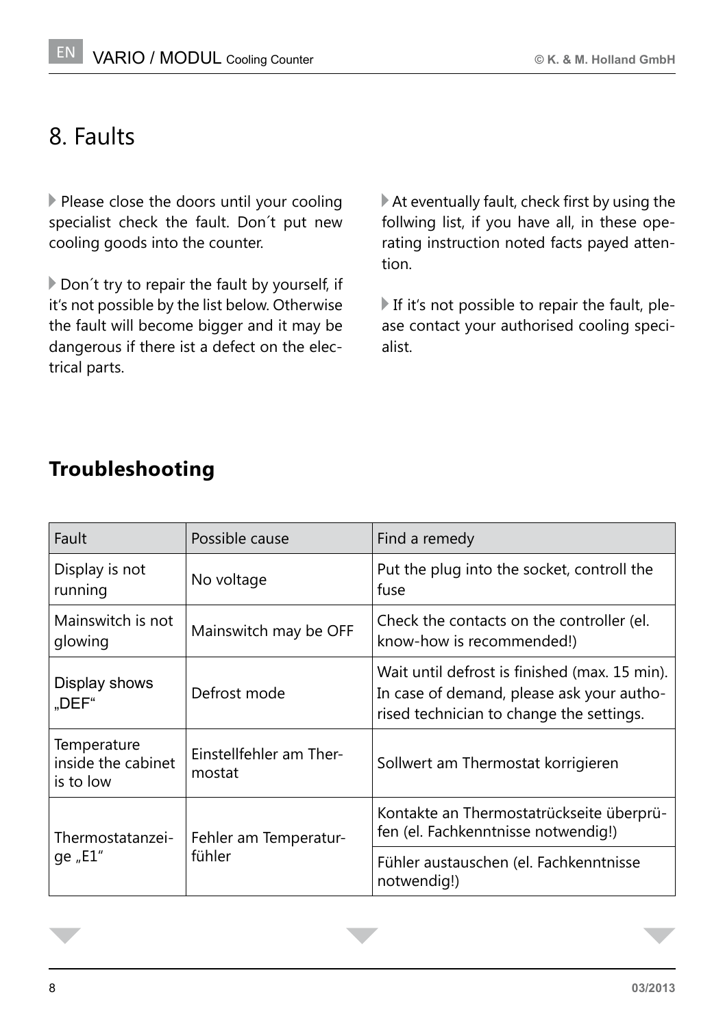# 8. Faults

Please close the doors until your cooling specialist check the fault. Don´t put new cooling goods into the counter.

Don´t try to repair the fault by yourself, if it's not possible by the list below. Otherwise the fault will become bigger and it may be dangerous if there ist a defect on the electrical parts.

At eventually fault, check first by using the follwing list, if you have all, in these operating instruction noted facts payed attention.

If it's not possible to repair the fault, please contact your authorised cooling specialist.

## Troubleshooting

| Fault | Possible cause | Find a remedy |
|---|---|---|
| Display is not running | No voltage | Put the plug into the socket, controll the fuse |
| Mainswitch is not glowing | Mainswitch may be OFF | Check the contacts on the controller (el. know-how is recommended!) |
| Display shows „DEF“ | Defrost mode | Wait until defrost is finished (max. 15 min). In case of demand, please ask your authorised technician to change the settings. |
| Temperature inside the cabinet is to low | Einstellfehler am Thermostat | Sollwert am Thermostat korrigieren |
| Thermostatanzeige „E1“ | Fehler am Temperaturfühler | Kontakte an Thermostatrückseite überprüfen (el. Fachkenntnisse notwendig!) |
| | | Fühler austauschen (el. Fachkenntnisse notwendig!) |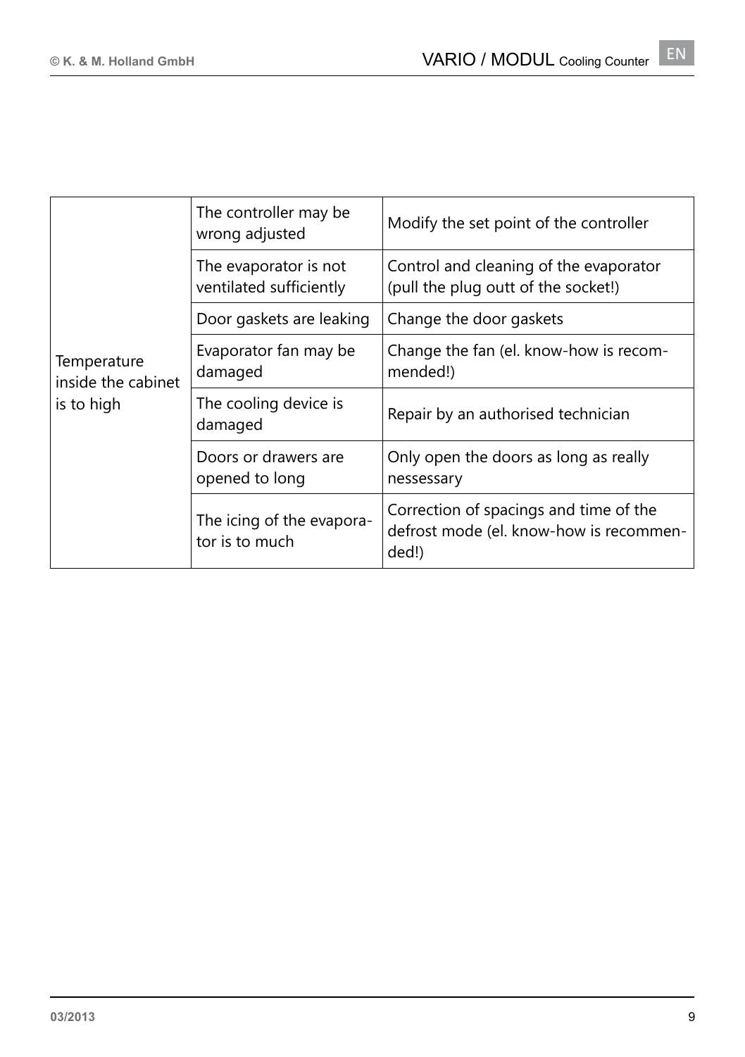| | | |
|---|---|---|
| Temperature inside the cabinet is to high | The controller may be wrong adjusted | Modify the set point of the controller |
| | The evaporator is not ventilated sufficiently | Control and cleaning of the evaporator (pull the plug outt of the socket!) |
| | Door gaskets are leaking | Change the door gaskets |
| | Evaporator fan may be damaged | Change the fan (el. know-how is recommended!) |
| | The cooling device is damaged | Repair by an authorised technician |
| | Doors or drawers are opened to long | Only open the doors as long as really nessessary |
| | The icing of the evaporator is to much | Correction of spacings and time of the defrost mode (el. know-how is recommended!) |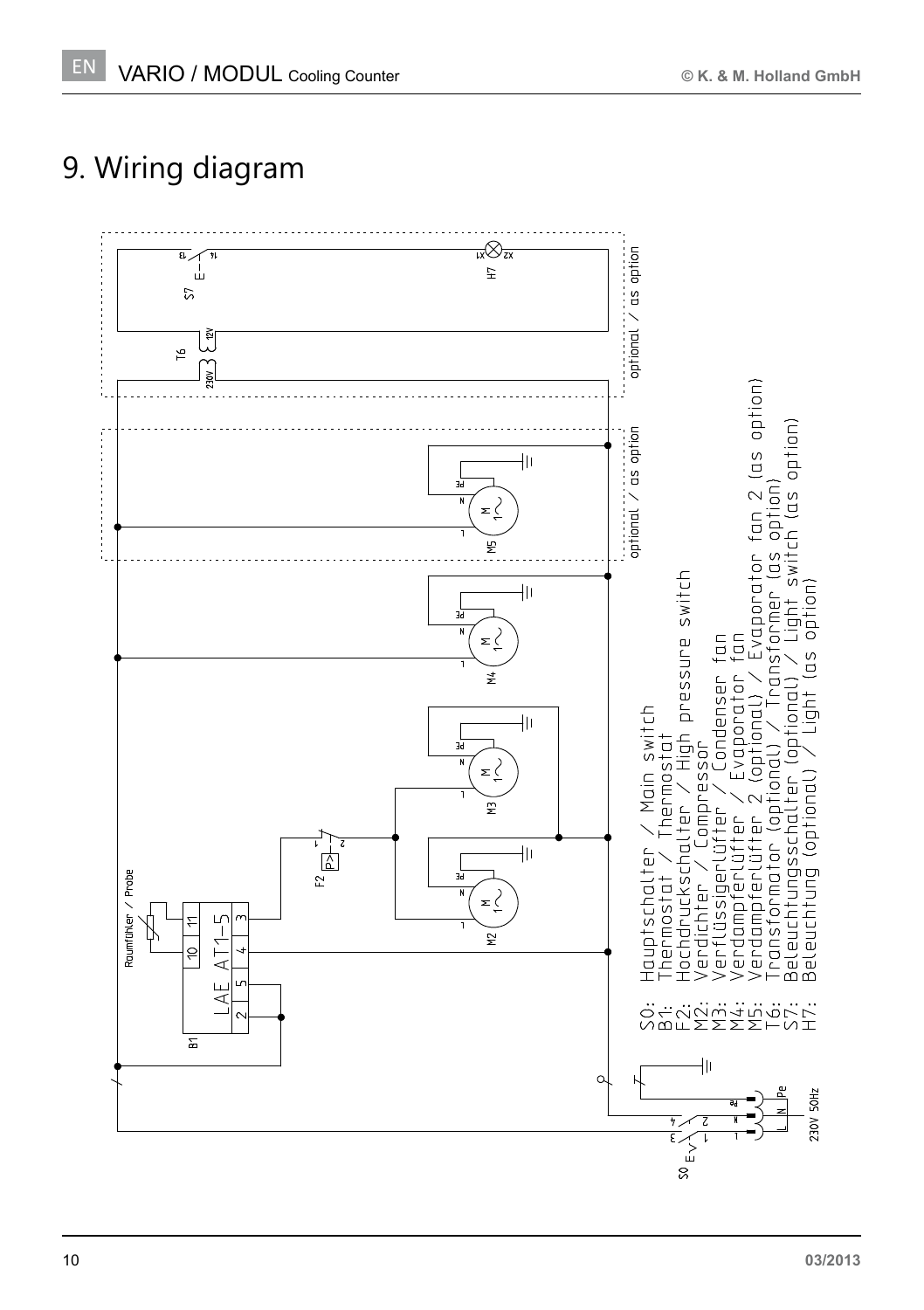# 9. Wiring diagram

optional / as option

optional / as option

Raumfühler / Probe

LAE AT1-5

230V 50Hz

- S0: Hauptschalter / Main switch
- B1: Thermostat / Thermostat
- F2: Hochdruckschalter / High pressure switch
- M2: Verdichter / Compressor
- M3: Verflüssigerlüfter / Condenser fan
- M4: Verdampferlüfter / Evaporator fan
- M5: Verdampferlüfter 2 (optional) / Evaporator fan 2 (as option)
- T6: Transformator (optional) / Transformer (as option)
- S7: Beleuchtungsschalter (optional) / Light switch (as option)
- H7: Beleuchtung (optional) / Light (as option)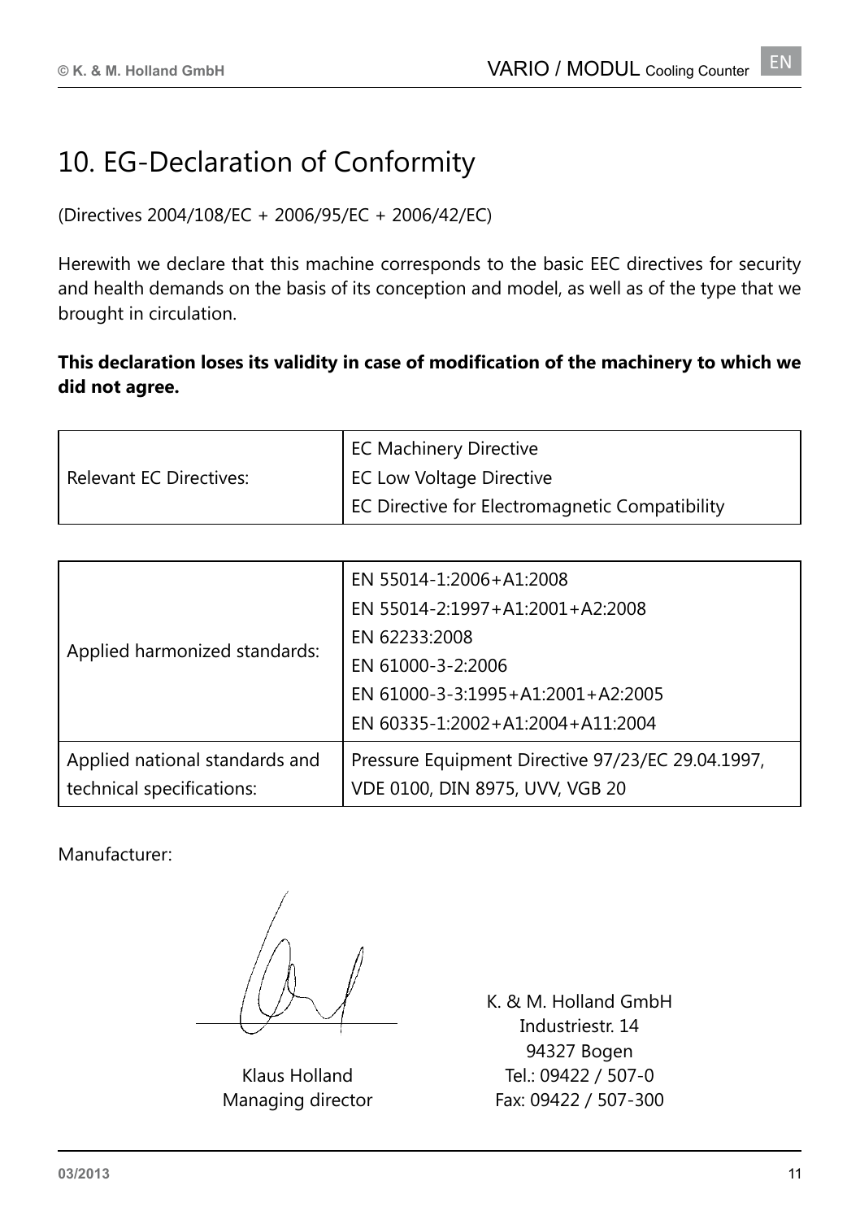# 10. EG-Declaration of Conformity

(Directives 2004/108/EC + 2006/95/EC + 2006/42/EC)

Herewith we declare that this machine corresponds to the basic EEC directives for security and health demands on the basis of its conception and model, as well as of the type that we brought in circulation.

**This declaration loses its validity in case of modification of the machinery to which we did not agree.**

| | |
|---|---|
| Relevant EC Directives: | EC Machinery Directive<br>EC Low Voltage Directive<br>EC Directive for Electromagnetic Compatibility |

| | |
|---|---|
| Applied harmonized standards: | EN 55014-1:2006+A1:2008<br>EN 55014-2:1997+A1:2001+A2:2008<br>EN 62233:2008<br>EN 61000-3-2:2006<br>EN 61000-3-3:1995+A1:2001+A2:2005<br>EN 60335-1:2002+A1:2004+A11:2004 |
| Applied national standards and technical specifications: | Pressure Equipment Directive 97/23/EC 29.04.1997, VDE 0100, DIN 8975, UVV, VGB 20 |

Manufacturer:

Klaus Holland
Managing director

K. & M. Holland GmbH
Industriestr. 14
94327 Bogen
Tel.: 09422 / 507-0
Fax: 09422 / 507-300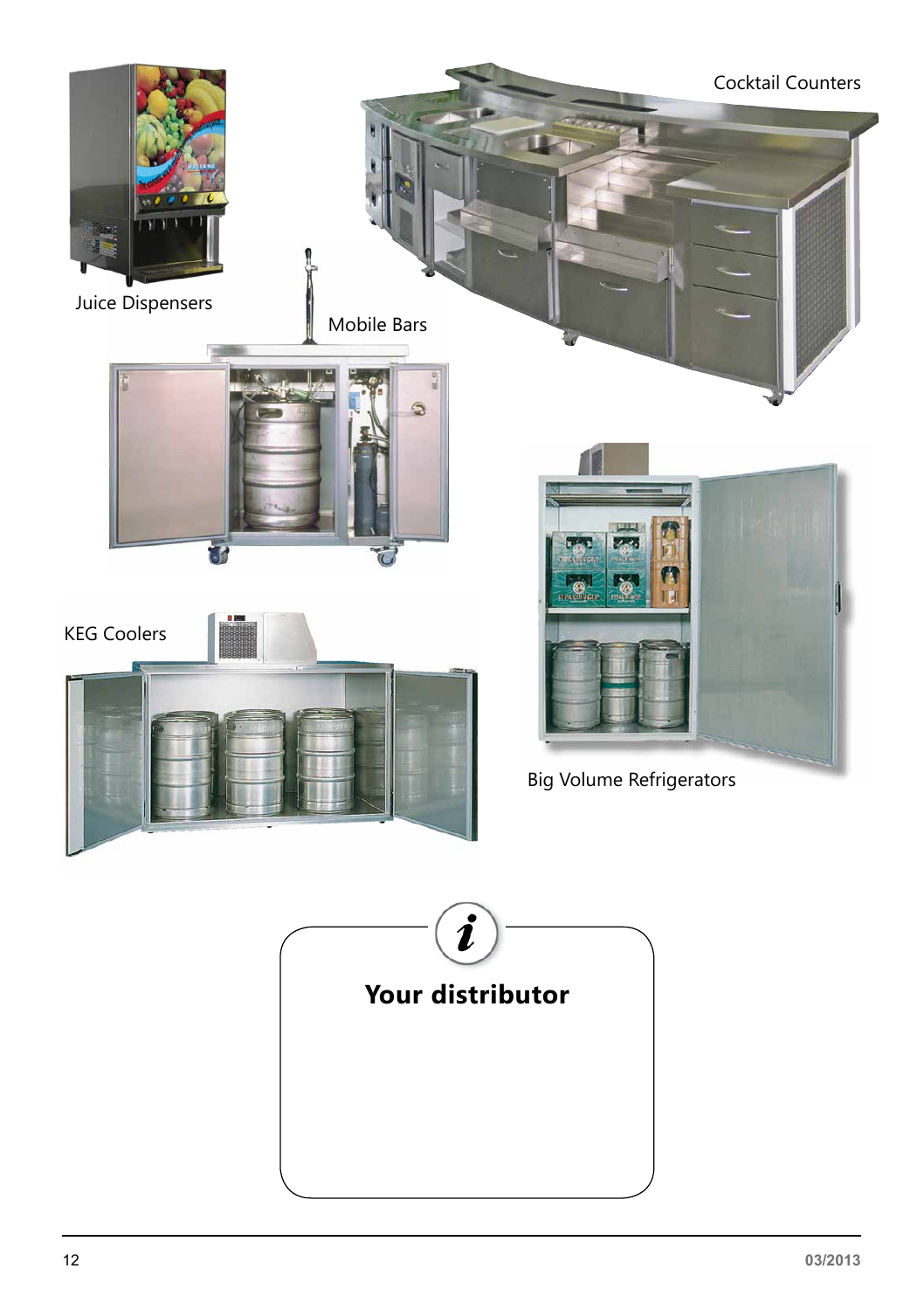Cocktail Counters

Juice Dispensers

Mobile Bars

KEG Coolers

Big Volume Refrigerators

**Your distributor**

03/2013